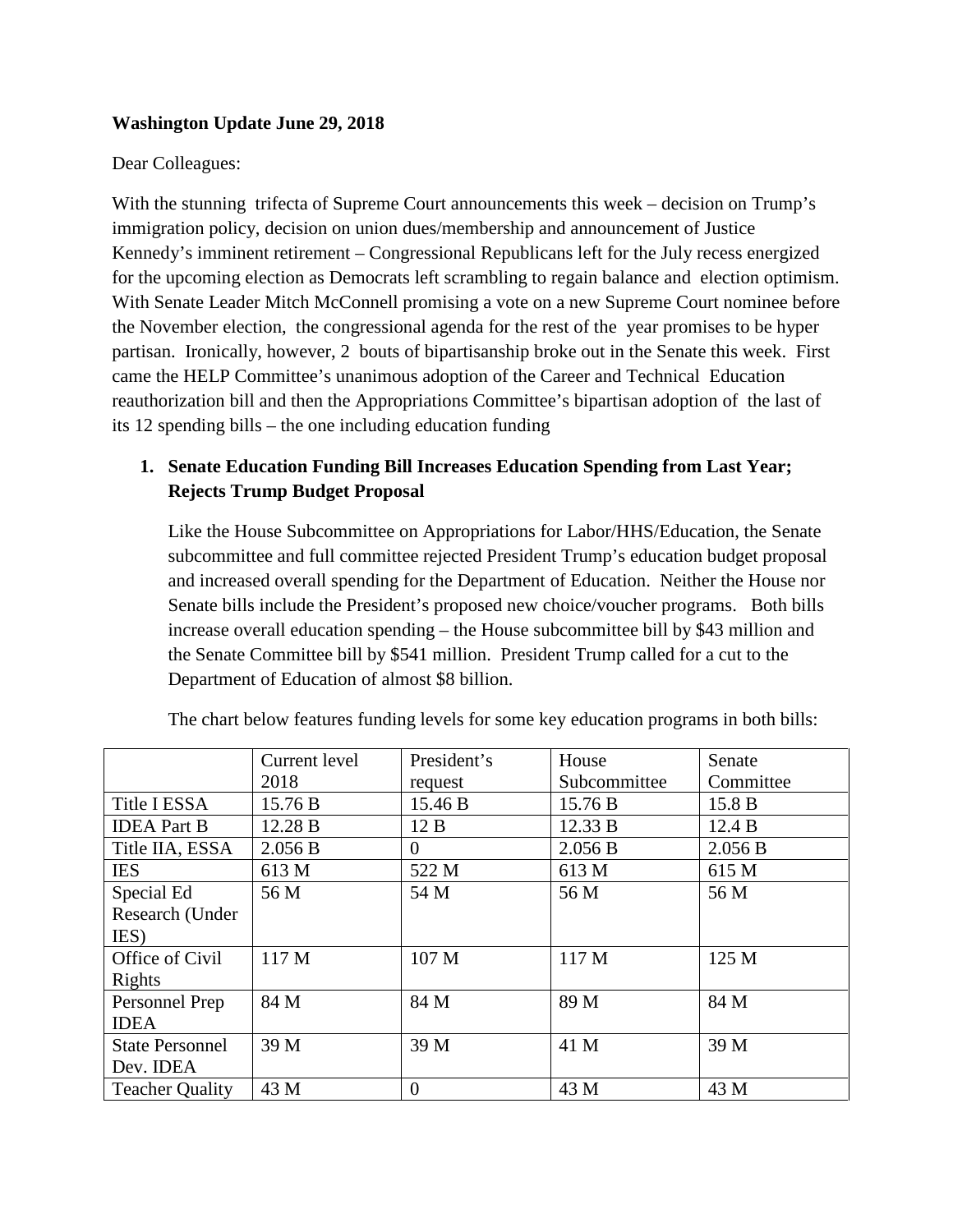**Washington Update June 29, 2018**

Dear Colleagues:

With the stunning trifecta of Supreme Court announcements this week – decision on Trump's immigration policy, decision on union dues/membership and announcement of Justice Kennedy's imminent retirement – Congressional Republicans left for the July recess energized for the upcoming election as Democrats left scrambling to regain balance and election optimism. With Senate Leader Mitch McConnell promising a vote on a new Supreme Court nominee before the November election, the congressional agenda for the rest of the year promises to be hyper partisan. Ironically, however, 2 bouts of bipartisanship broke out in the Senate this week. First came the HELP Committee's unanimous adoption of the Career and Technical Education reauthorization bill and then the Appropriations Committee's bipartisan adoption of the last of its 12 spending bills – the one including education funding

1. **Senate Education Funding Bill Increases Education Spending from Last Year; Rejects Trump Budget Proposal**

   Like the House Subcommittee on Appropriations for Labor/HHS/Education, the Senate subcommittee and full committee rejected President Trump's education budget proposal and increased overall spending for the Department of Education. Neither the House nor Senate bills include the President's proposed new choice/voucher programs. Both bills increase overall education spending – the House subcommittee bill by $43 million and the Senate Committee bill by $541 million. President Trump called for a cut to the Department of Education of almost $8 billion.

   The chart below features funding levels for some key education programs in both bills:

| | Current level 2018 | President's request | House Subcommittee | Senate Committee |
|---|---|---|---|---|
| Title I ESSA | 15.76 B | 15.46 B | 15.76 B | 15.8 B |
| IDEA Part B | 12.28 B | 12 B | 12.33 B | 12.4 B |
| Title IIA, ESSA | 2.056 B | 0 | 2.056 B | 2.056 B |
| IES | 613 M | 522 M | 613 M | 615 M |
| Special Ed Research (Under IES) | 56 M | 54 M | 56 M | 56 M |
| Office of Civil Rights | 117 M | 107 M | 117 M | 125 M |
| Personnel Prep IDEA | 84 M | 84 M | 89 M | 84 M |
| State Personnel Dev. IDEA | 39 M | 39 M | 41 M | 39 M |
| Teacher Quality | 43 M | 0 | 43 M | 43 M |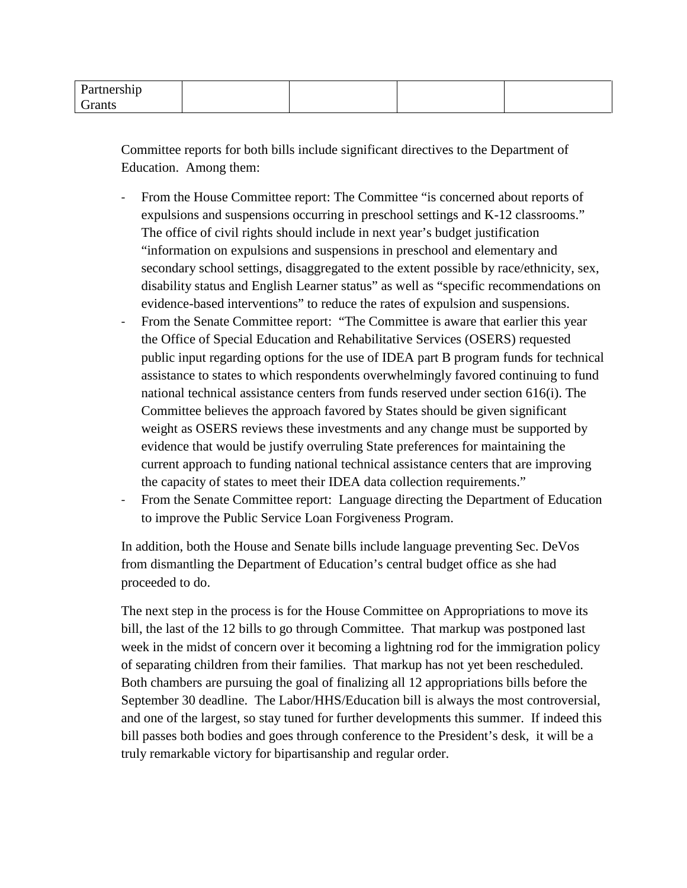| Partnership Grants | | | | |
|---|---|---|---|---|

Committee reports for both bills include significant directives to the Department of Education. Among them:

- From the House Committee report: The Committee "is concerned about reports of expulsions and suspensions occurring in preschool settings and K-12 classrooms." The office of civil rights should include in next year's budget justification "information on expulsions and suspensions in preschool and elementary and secondary school settings, disaggregated to the extent possible by race/ethnicity, sex, disability status and English Learner status" as well as "specific recommendations on evidence-based interventions" to reduce the rates of expulsion and suspensions.
- From the Senate Committee report: "The Committee is aware that earlier this year the Office of Special Education and Rehabilitative Services (OSERS) requested public input regarding options for the use of IDEA part B program funds for technical assistance to states to which respondents overwhelmingly favored continuing to fund national technical assistance centers from funds reserved under section 616(i). The Committee believes the approach favored by States should be given significant weight as OSERS reviews these investments and any change must be supported by evidence that would be justify overruling State preferences for maintaining the current approach to funding national technical assistance centers that are improving the capacity of states to meet their IDEA data collection requirements."
- From the Senate Committee report: Language directing the Department of Education to improve the Public Service Loan Forgiveness Program.

In addition, both the House and Senate bills include language preventing Sec. DeVos from dismantling the Department of Education's central budget office as she had proceeded to do.

The next step in the process is for the House Committee on Appropriations to move its bill, the last of the 12 bills to go through Committee. That markup was postponed last week in the midst of concern over it becoming a lightning rod for the immigration policy of separating children from their families. That markup has not yet been rescheduled. Both chambers are pursuing the goal of finalizing all 12 appropriations bills before the September 30 deadline. The Labor/HHS/Education bill is always the most controversial, and one of the largest, so stay tuned for further developments this summer. If indeed this bill passes both bodies and goes through conference to the President's desk, it will be a truly remarkable victory for bipartisanship and regular order.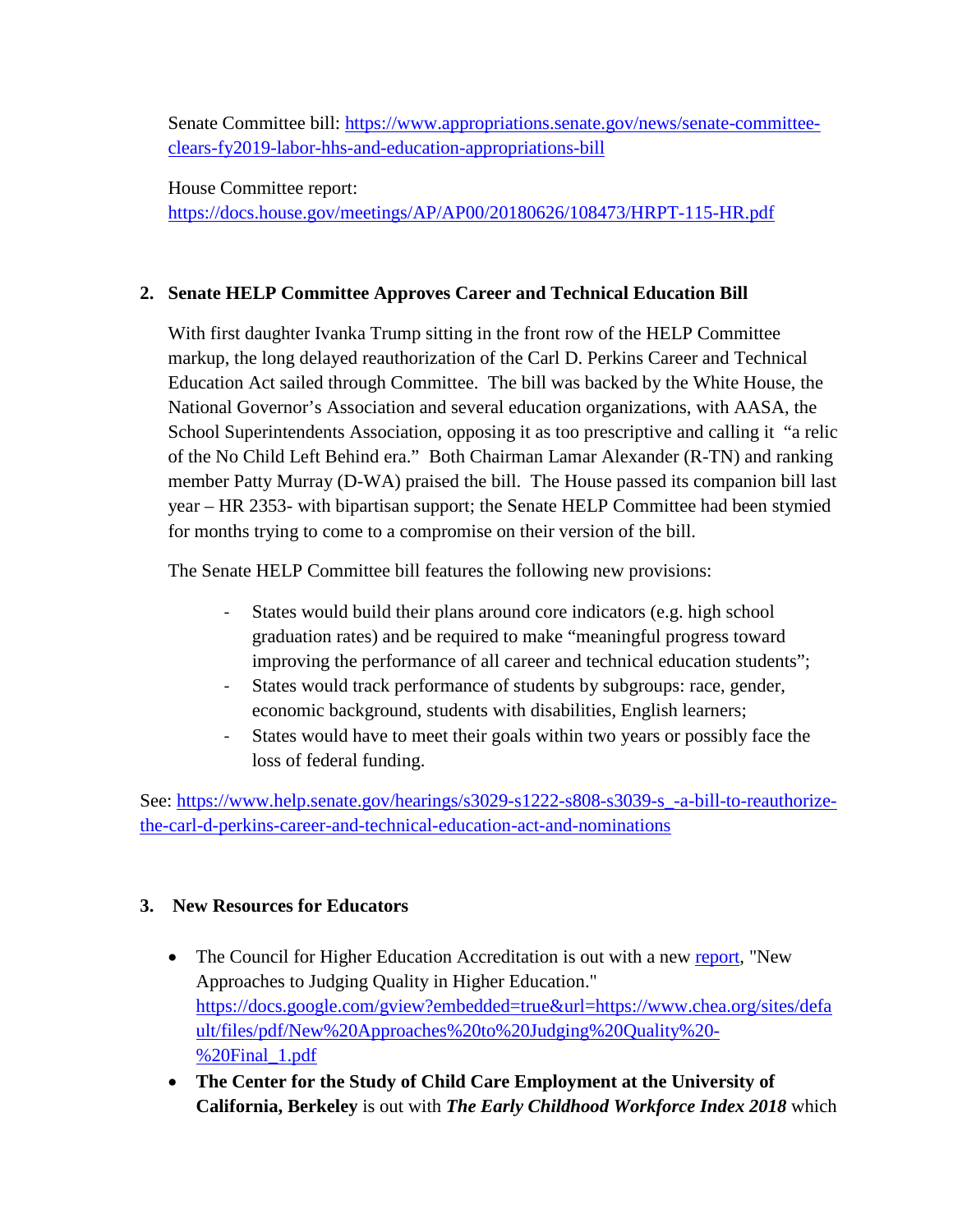Senate Committee bill: [https://www.appropriations.senate.gov/news/senate-committee-clears-fy2019-labor-hhs-and-education-appropriations-bill](https://www.appropriations.senate.gov/news/senate-committee-clears-fy2019-labor-hhs-and-education-appropriations-bill)

House Committee report: [https://docs.house.gov/meetings/AP/AP00/20180626/108473/HRPT-115-HR.pdf](https://docs.house.gov/meetings/AP/AP00/20180626/108473/HRPT-115-HR.pdf)

## 2. Senate HELP Committee Approves Career and Technical Education Bill

With first daughter Ivanka Trump sitting in the front row of the HELP Committee markup, the long delayed reauthorization of the Carl D. Perkins Career and Technical Education Act sailed through Committee. The bill was backed by the White House, the National Governor's Association and several education organizations, with AASA, the School Superintendents Association, opposing it as too prescriptive and calling it "a relic of the No Child Left Behind era." Both Chairman Lamar Alexander (R-TN) and ranking member Patty Murray (D-WA) praised the bill. The House passed its companion bill last year – HR 2353- with bipartisan support; the Senate HELP Committee had been stymied for months trying to come to a compromise on their version of the bill.

The Senate HELP Committee bill features the following new provisions:

- States would build their plans around core indicators (e.g. high school graduation rates) and be required to make "meaningful progress toward improving the performance of all career and technical education students";
- States would track performance of students by subgroups: race, gender, economic background, students with disabilities, English learners;
- States would have to meet their goals within two years or possibly face the loss of federal funding.

See: [https://www.help.senate.gov/hearings/s3029-s1222-s808-s3039-s_-a-bill-to-reauthorize-the-carl-d-perkins-career-and-technical-education-act-and-nominations](https://www.help.senate.gov/hearings/s3029-s1222-s808-s3039-s_-a-bill-to-reauthorize-the-carl-d-perkins-career-and-technical-education-act-and-nominations)

## 3. New Resources for Educators

- The Council for Higher Education Accreditation is out with a new report, "New Approaches to Judging Quality in Higher Education." [https://docs.google.com/gview?embedded=true&url=https://www.chea.org/sites/default/files/pdf/New%20Approaches%20to%20Judging%20Quality%20-%20Final_1.pdf](https://docs.google.com/gview?embedded=true&url=https://www.chea.org/sites/default/files/pdf/New%20Approaches%20to%20Judging%20Quality%20-%20Final_1.pdf)
- **The Center for the Study of Child Care Employment at the University of California, Berkeley** is out with ***The Early Childhood Workforce Index 2018*** which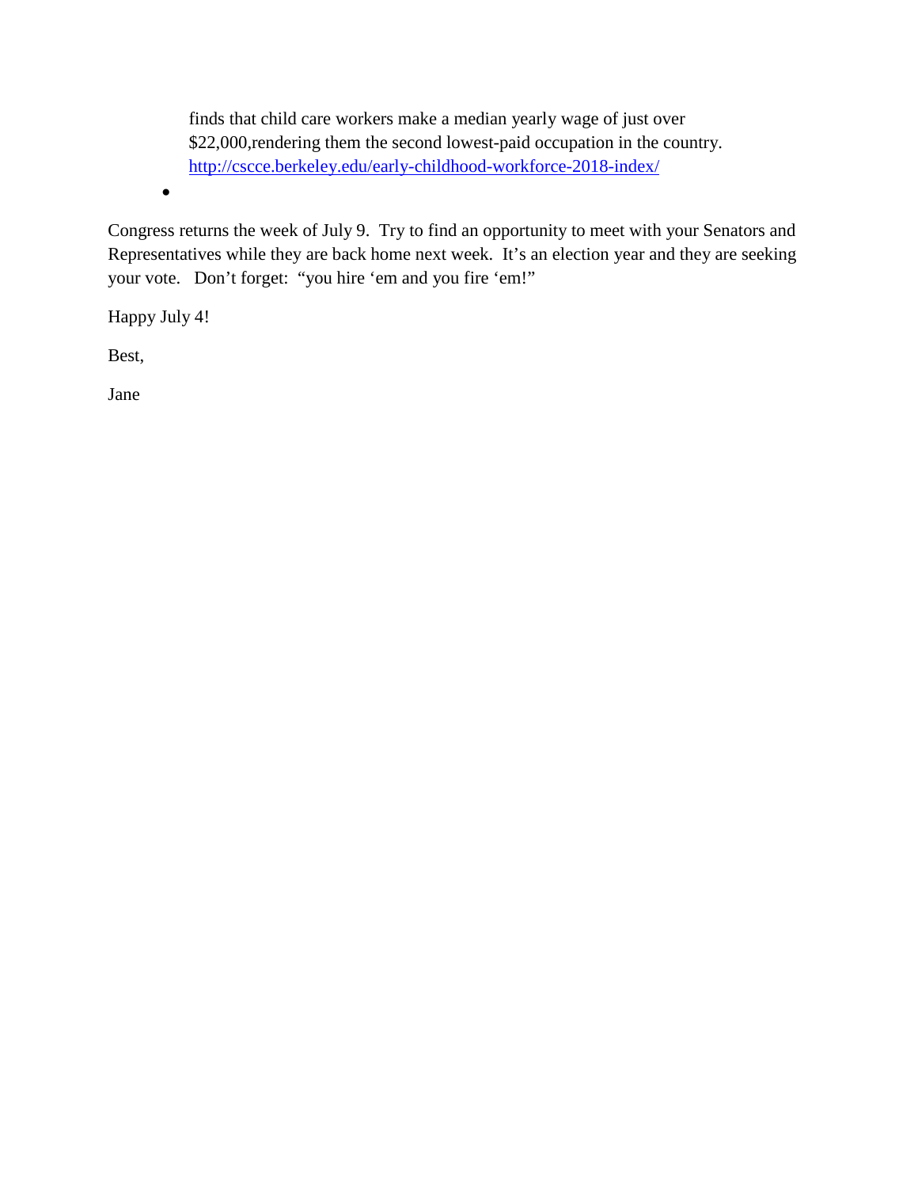finds that child care workers make a median yearly wage of just over $22,000,rendering them the second lowest-paid occupation in the country. http://cscce.berkeley.edu/early-childhood-workforce-2018-index/

- 

Congress returns the week of July 9. Try to find an opportunity to meet with your Senators and Representatives while they are back home next week. It's an election year and they are seeking your vote. Don't forget: "you hire 'em and you fire 'em!"

Happy July 4!

Best,

Jane